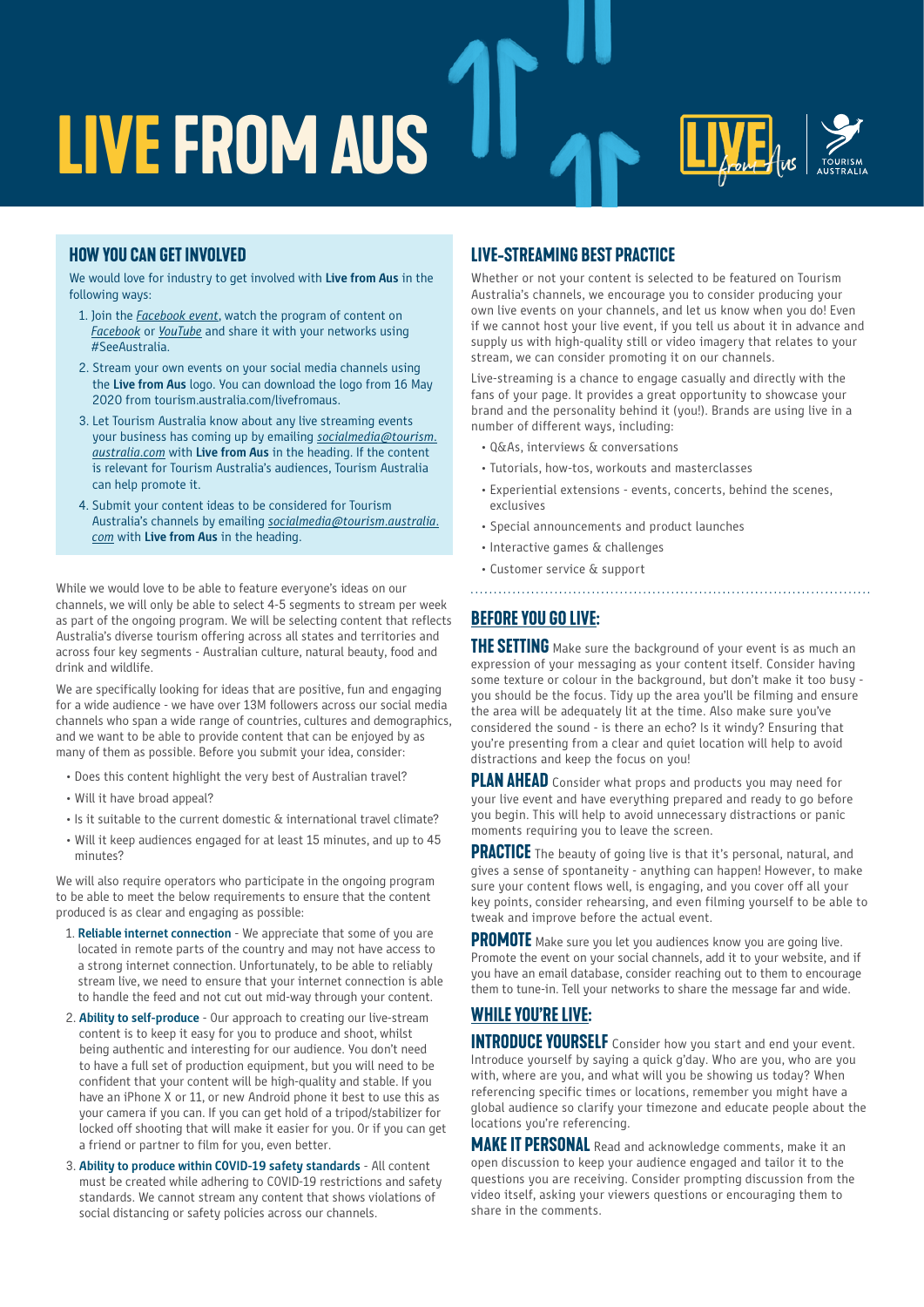# LIVE FROM AUS

## HOW YOU CAN GET INVOLVED

We would love for industry to get involved with **Live from Aus** in the following ways:

1. Join the *Facebook event*, watch the program of content on *Facebook* or *YouTube* and share it with your networks using #SeeAustralia.
2. Stream your own events on your social media channels using the **Live from Aus** logo. You can download the logo from 16 May 2020 from tourism.australia.com/livefromaus.
3. Let Tourism Australia know about any live streaming events your business has coming up by emailing *socialmedia@tourism.australia.com* with **Live from Aus** in the heading. If the content is relevant for Tourism Australia's audiences, Tourism Australia can help promote it.
4. Submit your content ideas to be considered for Tourism Australia's channels by emailing *socialmedia@tourism.australia.com* with **Live from Aus** in the heading.

While we would love to be able to feature everyone's ideas on our channels, we will only be able to select 4-5 segments to stream per week as part of the ongoing program. We will be selecting content that reflects Australia's diverse tourism offering across all states and territories and across four key segments - Australian culture, natural beauty, food and drink and wildlife.

We are specifically looking for ideas that are positive, fun and engaging for a wide audience - we have over 13M followers across our social media channels who span a wide range of countries, cultures and demographics, and we want to be able to provide content that can be enjoyed by as many of them as possible. Before you submit your idea, consider:

- Does this content highlight the very best of Australian travel?
- Will it have broad appeal?
- Is it suitable to the current domestic & international travel climate?
- Will it keep audiences engaged for at least 15 minutes, and up to 45 minutes?

We will also require operators who participate in the ongoing program to be able to meet the below requirements to ensure that the content produced is as clear and engaging as possible:

1. **Reliable internet connection** - We appreciate that some of you are located in remote parts of the country and may not have access to a strong internet connection. Unfortunately, to be able to reliably stream live, we need to ensure that your internet connection is able to handle the feed and not cut out mid-way through your content.
2. **Ability to self-produce** - Our approach to creating our live-stream content is to keep it easy for you to produce and shoot, whilst being authentic and interesting for our audience. You don't need to have a full set of production equipment, but you will need to be confident that your content will be high-quality and stable. If you have an iPhone X or 11, or new Android phone it best to use this as your camera if you can. If you can get hold of a tripod/stabilizer for locked off shooting that will make it easier for you. Or if you can get a friend or partner to film for you, even better.
3. **Ability to produce within COVID-19 safety standards** - All content must be created while adhering to COVID-19 restrictions and safety standards. We cannot stream any content that shows violations of social distancing or safety policies across our channels.

## LIVE-STREAMING BEST PRACTICE

Whether or not your content is selected to be featured on Tourism Australia's channels, we encourage you to consider producing your own live events on your channels, and let us know when you do! Even if we cannot host your live event, if you tell us about it in advance and supply us with high-quality still or video imagery that relates to your stream, we can consider promoting it on our channels.

Live-streaming is a chance to engage casually and directly with the fans of your page. It provides a great opportunity to showcase your brand and the personality behind it (you!). Brands are using live in a number of different ways, including:

- Q&As, interviews & conversations
- Tutorials, how-tos, workouts and masterclasses
- Experiential extensions - events, concerts, behind the scenes, exclusives
- Special announcements and product launches
- Interactive games & challenges
- Customer service & support

## BEFORE YOU GO LIVE:

**THE SETTING** Make sure the background of your event is as much an expression of your messaging as your content itself. Consider having some texture or colour in the background, but don't make it too busy - you should be the focus. Tidy up the area you'll be filming and ensure the area will be adequately lit at the time. Also make sure you've considered the sound - is there an echo? Is it windy? Ensuring that you're presenting from a clear and quiet location will help to avoid distractions and keep the focus on you!

**PLAN AHEAD** Consider what props and products you may need for your live event and have everything prepared and ready to go before you begin. This will help to avoid unnecessary distractions or panic moments requiring you to leave the screen.

**PRACTICE** The beauty of going live is that it's personal, natural, and gives a sense of spontaneity - anything can happen! However, to make sure your content flows well, is engaging, and you cover off all your key points, consider rehearsing, and even filming yourself to be able to tweak and improve before the actual event.

**PROMOTE** Make sure you let you audiences know you are going live. Promote the event on your social channels, add it to your website, and if you have an email database, consider reaching out to them to encourage them to tune-in. Tell your networks to share the message far and wide.

## WHILE YOU'RE LIVE:

**INTRODUCE YOURSELF** Consider how you start and end your event. Introduce yourself by saying a quick g'day. Who are you, who are you with, where are you, and what will you be showing us today? When referencing specific times or locations, remember you might have a global audience so clarify your timezone and educate people about the locations you're referencing.

**MAKE IT PERSONAL** Read and acknowledge comments, make it an open discussion to keep your audience engaged and tailor it to the questions you are receiving. Consider prompting discussion from the video itself, asking your viewers questions or encouraging them to share in the comments.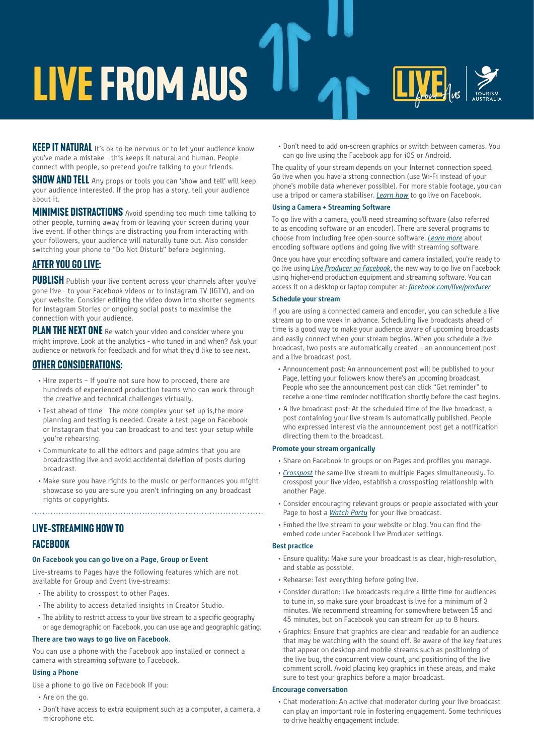# LIVE FROM AUS

**KEEP IT NATURAL** It's ok to be nervous or to let your audience know you've made a mistake - this keeps it natural and human. People connect with people, so pretend you're talking to your friends.

**SHOW AND TELL** Any props or tools you can 'show and tell' will keep your audience interested. If the prop has a story, tell your audience about it.

**MINIMISE DISTRACTIONS** Avoid spending too much time talking to other people, turning away from or leaving your screen during your live event. If other things are distracting you from interacting with your followers, your audience will naturally tune out. Also consider switching your phone to "Do Not Disturb" before beginning.

## AFTER YOU GO LIVE:

**PUBLISH** Publish your live content across your channels after you've gone live - to your Facebook videos or to Instagram TV (IGTV), and on your website. Consider editing the video down into shorter segments for Instagram Stories or ongoing social posts to maximise the connection with your audience.

**PLAN THE NEXT ONE** Re-watch your video and consider where you might improve. Look at the analytics - who tuned in and when? Ask your audience or network for feedback and for what they'd like to see next.

## OTHER CONSIDERATIONS:

- Hire experts – If you're not sure how to proceed, there are hundreds of experienced production teams who can work through the creative and technical challenges virtually.
- Test ahead of time - The more complex your set up is,the more planning and testing is needed. Create a test page on Facebook or Instagram that you can broadcast to and test your setup while you're rehearsing.
- Communicate to all the editors and page admins that you are broadcasting live and avoid accidental deletion of posts during broadcast.
- Make sure you have rights to the music or performances you might showcase so you are sure you aren't infringing on any broadcast rights or copyrights.

## LIVE-STREAMING HOW TO

## FACEBOOK

### On Facebook you can go live on a Page, Group or Event

Live-streams to Pages have the following features which are not available for Group and Event live-streams:

- The ability to crosspost to other Pages.
- The ability to access detailed insights in Creator Studio.
- The ability to restrict access to your live stream to a specific geography or age demographic on Facebook, you can use age and geographic gating.

### There are two ways to go live on Facebook.

You can use a phone with the Facebook app installed or connect a camera with streaming software to Facebook.

### Using a Phone

Use a phone to go live on Facebook if you:

- Are on the go.
- Don't have access to extra equipment such as a computer, a camera, a microphone etc.
- Don't need to add on-screen graphics or switch between cameras. You can go live using the Facebook app for iOS or Android.

The quality of your stream depends on your Internet connection speed. Go live when you have a strong connection (use Wi-Fi instead of your phone's mobile data whenever possible). For more stable footage, you can use a tripod or camera stabiliser. *Learn how* to go live on Facebook.

### Using a Camera + Streaming Software

To go live with a camera, you'll need streaming software (also referred to as encoding software or an encoder). There are several programs to choose from including free open-source software. *Learn more* about encoding software options and going live with streaming software.

Once you have your encoding software and camera installed, you're ready to go live using *Live Producer on Facebook*, the new way to go live on Facebook using higher-end production equipment and streaming software. You can access it on a desktop or laptop computer at: *facebook.com/live/producer*

### Schedule your stream

If you are using a connected camera and encoder, you can schedule a live stream up to one week in advance. Scheduling live broadcasts ahead of time is a good way to make your audience aware of upcoming broadcasts and easily connect when your stream begins. When you schedule a live broadcast, two posts are automatically created – an announcement post and a live broadcast post.

- Announcement post: An announcement post will be published to your Page, letting your followers know there's an upcoming broadcast. People who see the announcement post can click "Get reminder" to receive a one-time reminder notification shortly before the cast begins.
- A live broadcast post: At the scheduled time of the live broadcast, a post containing your live stream is automatically published. People who expressed interest via the announcement post get a notification directing them to the broadcast.

### Promote your stream organically

- Share on Facebook in groups or on Pages and profiles you manage.
- *Crosspost* the same live stream to multiple Pages simultaneously. To crosspost your live video, establish a crossposting relationship with another Page.
- Consider encouraging relevant groups or people associated with your Page to host a *Watch Party* for your live broadcast.
- Embed the live stream to your website or blog. You can find the embed code under Facebook Live Producer settings.

### Best practice

- Ensure quality: Make sure your broadcast is as clear, high-resolution, and stable as possible.
- Rehearse: Test everything before going live.
- Consider duration: Live broadcasts require a little time for audiences to tune in, so make sure your broadcast is live for a minimum of 3 minutes. We recommend streaming for somewhere between 15 and 45 minutes, but on Facebook you can stream for up to 8 hours.
- Graphics: Ensure that graphics are clear and readable for an audience that may be watching with the sound off. Be aware of the key features that appear on desktop and mobile streams such as positioning of the live bug, the concurrent view count, and positioning of the live comment scroll. Avoid placing key graphics in these areas, and make sure to test your graphics before a major broadcast.

### Encourage conversation

- Chat moderation: An active chat moderator during your live broadcast can play an important role in fostering engagement. Some techniques to drive healthy engagement include: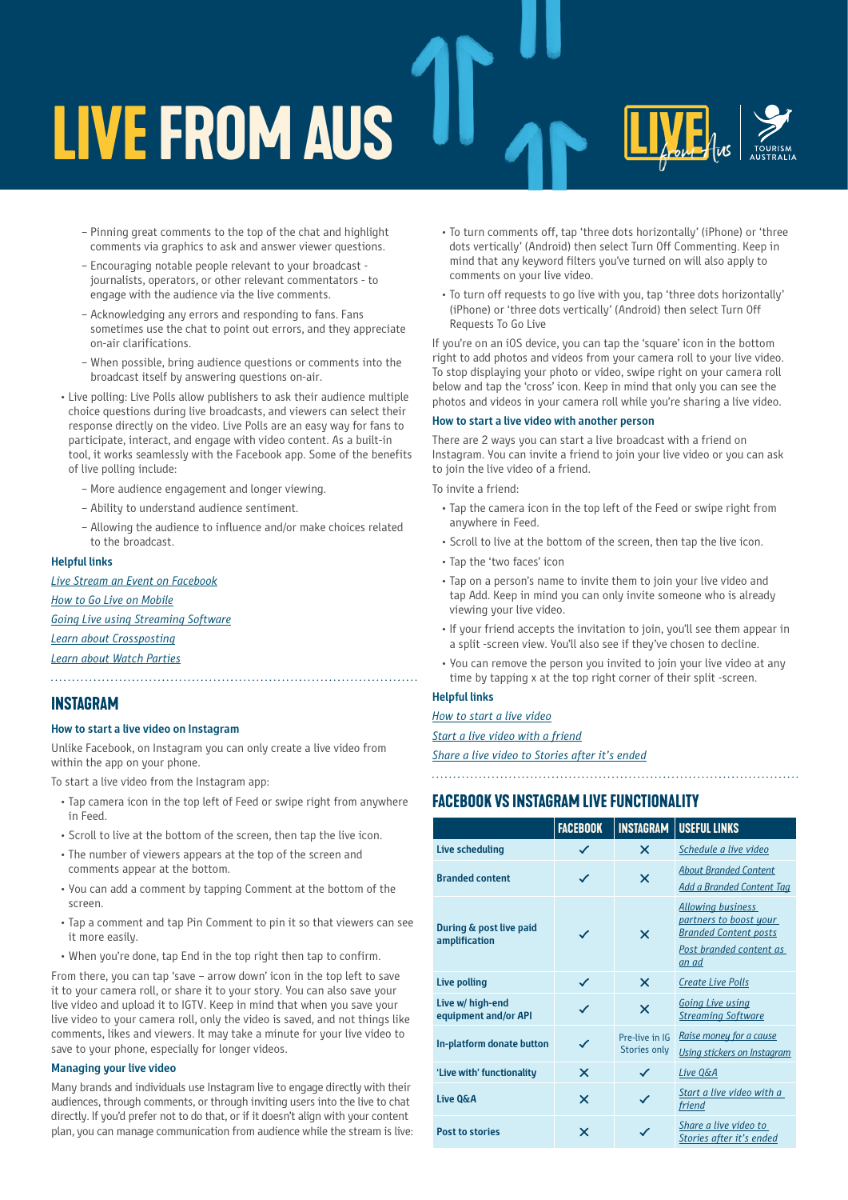# LIVE FROM AUS

- Pinning great comments to the top of the chat and highlight comments via graphics to ask and answer viewer questions.
- Encouraging notable people relevant to your broadcast - journalists, operators, or other relevant commentators - to engage with the audience via the live comments.
- Acknowledging any errors and responding to fans. Fans sometimes use the chat to point out errors, and they appreciate on-air clarifications.
- When possible, bring audience questions or comments into the broadcast itself by answering questions on-air.

- Live polling: Live Polls allow publishers to ask their audience multiple choice questions during live broadcasts, and viewers can select their response directly on the video. Live Polls are an easy way for fans to participate, interact, and engage with video content. As a built-in tool, it works seamlessly with the Facebook app. Some of the benefits of live polling include:
  - More audience engagement and longer viewing.
  - Ability to understand audience sentiment.
  - Allowing the audience to influence and/or make choices related to the broadcast.

**Helpful links**

*Live Stream an Event on Facebook*

*How to Go Live on Mobile*

*Going Live using Streaming Software*

*Learn about Crossposting*

*Learn about Watch Parties*

## INSTAGRAM

### How to start a live video on Instagram

Unlike Facebook, on Instagram you can only create a live video from within the app on your phone.

To start a live video from the Instagram app:

- Tap camera icon in the top left of Feed or swipe right from anywhere in Feed.
- Scroll to live at the bottom of the screen, then tap the live icon.
- The number of viewers appears at the top of the screen and comments appear at the bottom.
- You can add a comment by tapping Comment at the bottom of the screen.
- Tap a comment and tap Pin Comment to pin it so that viewers can see it more easily.
- When you're done, tap End in the top right then tap to confirm.

From there, you can tap 'save – arrow down' icon in the top left to save it to your camera roll, or share it to your story. You can also save your live video and upload it to IGTV. Keep in mind that when you save your live video to your camera roll, only the video is saved, and not things like comments, likes and viewers. It may take a minute for your live video to save to your phone, especially for longer videos.

### Managing your live video

Many brands and individuals use Instagram live to engage directly with their audiences, through comments, or through inviting users into the live to chat directly. If you'd prefer not to do that, or if it doesn't align with your content plan, you can manage communication from audience while the stream is live:

- To turn comments off, tap 'three dots horizontally' (iPhone) or 'three dots vertically' (Android) then select Turn Off Commenting. Keep in mind that any keyword filters you've turned on will also apply to comments on your live video.
- To turn off requests to go live with you, tap 'three dots horizontally' (iPhone) or 'three dots vertically' (Android) then select Turn Off Requests To Go Live

If you're on an iOS device, you can tap the 'square' icon in the bottom right to add photos and videos from your camera roll to your live video. To stop displaying your photo or video, swipe right on your camera roll below and tap the 'cross' icon. Keep in mind that only you can see the photos and videos in your camera roll while you're sharing a live video.

### How to start a live video with another person

There are 2 ways you can start a live broadcast with a friend on Instagram. You can invite a friend to join your live video or you can ask to join the live video of a friend.

To invite a friend:

- Tap the camera icon in the top left of the Feed or swipe right from anywhere in Feed.
- Scroll to live at the bottom of the screen, then tap the live icon.
- Tap the 'two faces' icon
- Tap on a person's name to invite them to join your live video and tap Add. Keep in mind you can only invite someone who is already viewing your live video.
- If your friend accepts the invitation to join, you'll see them appear in a split -screen view. You'll also see if they've chosen to decline.
- You can remove the person you invited to join your live video at any time by tapping x at the top right corner of their split -screen.

**Helpful links**

*How to start a live video*

*Start a live video with a friend*

*Share a live video to Stories after it's ended*

## FACEBOOK VS INSTAGRAM LIVE FUNCTIONALITY

| | FACEBOOK | INSTAGRAM | USEFUL LINKS |
|---|---|---|---|
| **Live scheduling** | ✓ | ✕ | *Schedule a live video* |
| **Branded content** | ✓ | ✕ | *About Branded Content* *Add a Branded Content Tag* |
| **During & post live paid amplification** | ✓ | ✕ | *Allowing business partners to boost your Branded Content posts* *Post branded content as an ad* |
| **Live polling** | ✓ | ✕ | *Create Live Polls* |
| **Live w/ high-end equipment and/or API** | ✓ | ✕ | *Going Live using Streaming Software* |
| **In-platform donate button** | ✓ | Pre-live in IG Stories only | *Raise money for a cause* *Using stickers on Instagram* |
| **'Live with' functionality** | ✕ | ✓ | *Live Q&A* |
| **Live Q&A** | ✕ | ✓ | *Start a live video with a friend* |
| **Post to stories** | ✕ | ✓ | *Share a live video to Stories after it's ended* |